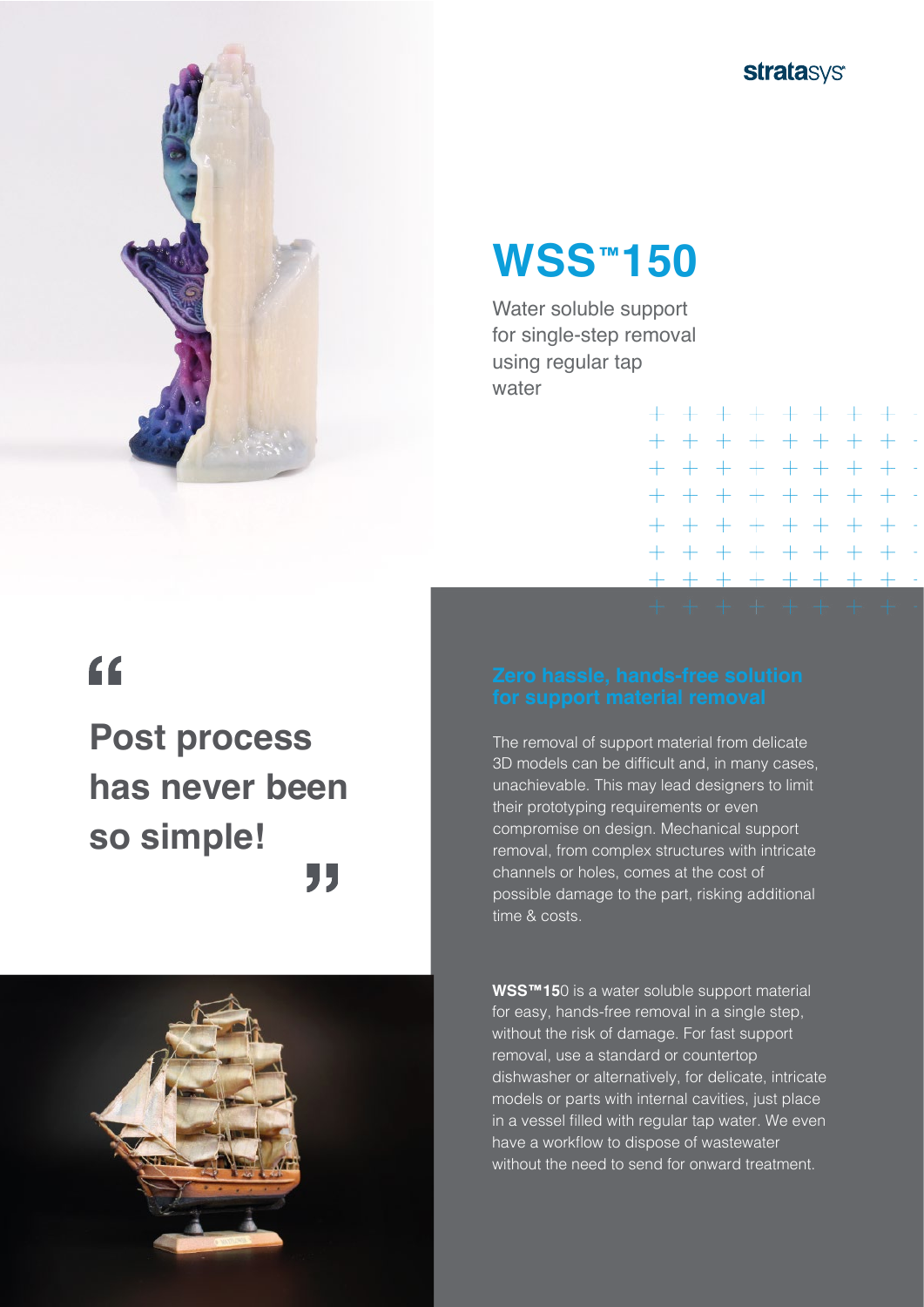# WSS™150

Water soluble support for single-step removal using regular tap water

> **Post process has never been so simple!**

## Zero hassle, hands-free solution for support material removal

The removal of support material from delicate 3D models can be difficult and, in many cases, unachievable. This may lead designers to limit their prototyping requirements or even compromise on design. Mechanical support removal, from complex structures with intricate channels or holes, comes at the cost of possible damage to the part, risking additional time & costs.

**WSS™150** is a water soluble support material for easy, hands-free removal in a single step, without the risk of damage. For fast support removal, use a standard or countertop dishwasher or alternatively, for delicate, intricate models or parts with internal cavities, just place in a vessel filled with regular tap water. We even have a workflow to dispose of wastewater without the need to send for onward treatment.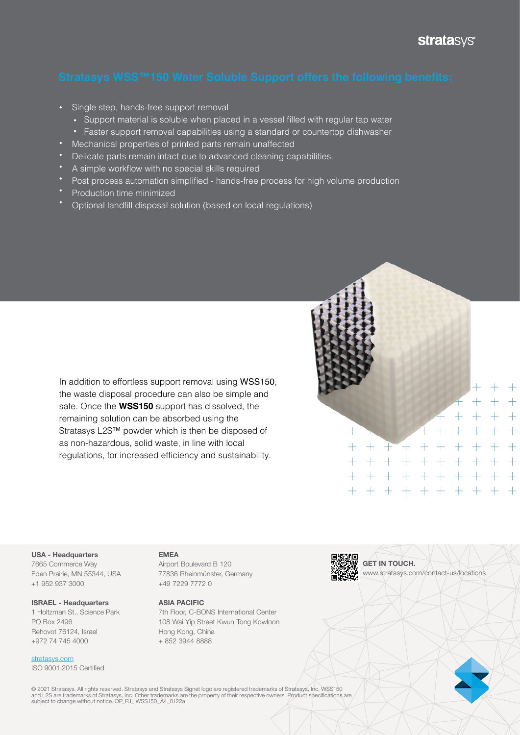## Stratasys WSS™150 Water Soluble Support offers the following benefits:

- Single step, hands-free support removal
  - Support material is soluble when placed in a vessel filled with regular tap water
  - Faster support removal capabilities using a standard or countertop dishwasher
- Mechanical properties of printed parts remain unaffected
- Delicate parts remain intact due to advanced cleaning capabilities
- A simple workflow with no special skills required
- Post process automation simplified - hands-free process for high volume production
- Production time minimized
- Optional landfill disposal solution (based on local regulations)

In addition to effortless support removal using WSS150, the waste disposal procedure can also be simple and safe. Once the **WSS150** support has dissolved, the remaining solution can be absorbed using the Stratasys L2S™ powder which is then be disposed of as non-hazardous, solid waste, in line with local regulations, for increased efficiency and sustainability.

**USA - Headquarters**
7665 Commerce Way
Eden Prairie, MN 55344, USA
+1 952 937 3000

**ISRAEL - Headquarters**
1 Holtzman St., Science Park
PO Box 2496
Rehovot 76124, Israel
+972 74 745 4000

stratasys.com
ISO 9001:2015 Certified

**EMEA**
Airport Boulevard B 120
77836 Rheinmünster, Germany
+49 7229 7772 0

**ASIA PACIFIC**
7th Floor, C-BONS International Center
108 Wai Yip Street Kwun Tong Kowloon
Hong Kong, China
+ 852 3944 8888

**GET IN TOUCH.**
www.stratasys.com/contact-us/locations

© 2021 Stratasys. All rights reserved. Stratasys and Stratasys Signet logo are registered trademarks of Stratasys, Inc. WSS150 and L2S are trademarks of Stratasys, Inc. Other trademarks are the property of their respective owners. Product specifications are subject to change without notice. OP_PJ_ WSS150_A4_0122a